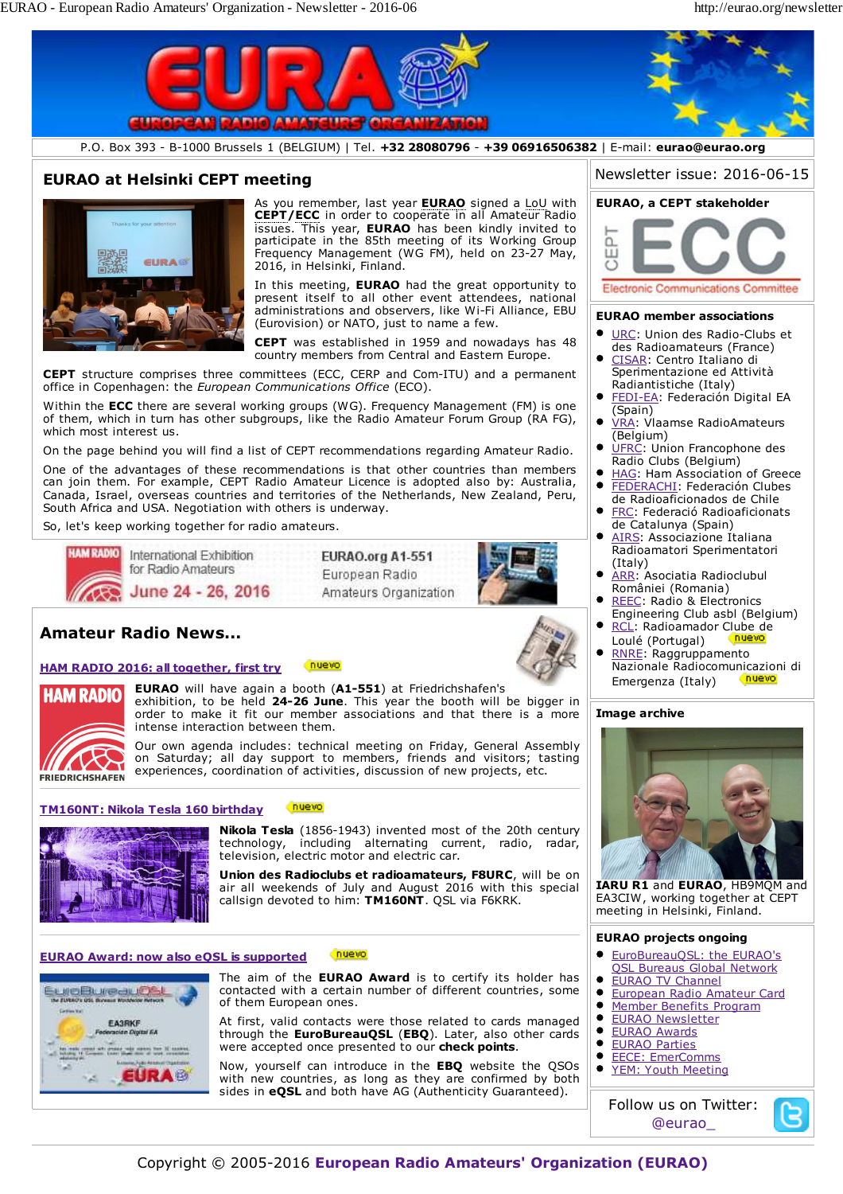P.O. Box 393 - B-1000 Brussels 1 (BELGIUM) | Tel. **+32 28080796** - **+39 06916506382** | E-mail: **eurao@eurao.org**

## EURAO at Helsinki CEPT meeting

As you remember, last year **EURAO** signed a LoU with **CEPT/ECC** in order to cooperate in all Amateur Radio issues. This year, **EURAO** has been kindly invited to participate in the 85th meeting of its Working Group Frequency Management (WG FM), held on 23-27 May, 2016, in Helsinki, Finland.

In this meeting, **EURAO** had the great opportunity to present itself to all other event attendees, national administrations and observers, like Wi-Fi Alliance, EBU (Eurovision) or NATO, just to name a few.

**CEPT** was established in 1959 and nowadays has 48 country members from Central and Eastern Europe.

**CEPT** structure comprises three committees (ECC, CERP and Com-ITU) and a permanent office in Copenhagen: the *European Communications Office* (ECO).

Within the **ECC** there are several working groups (WG). Frequency Management (FM) is one of them, which in turn has other subgroups, like the Radio Amateur Forum Group (RA FG), which most interest us.

On the page behind you will find a list of CEPT recommendations regarding Amateur Radio.

One of the advantages of these recommendations is that other countries than members can join them. For example, CEPT Radio Amateur Licence is adopted also by: Australia, Canada, Israel, overseas countries and territories of the Netherlands, New Zealand, Peru, South Africa and USA. Negotiation with others is underway.

So, let's keep working together for radio amateurs.

HAM RADIO International Exhibition for Radio Amateurs June 24 - 26, 2016 — EURAO.org A1-551 European Radio Amateurs Organization

## Amateur Radio News...

### HAM RADIO 2016: all together, first try (nuevo)

**EURAO** will have again a booth (**A1-551**) at Friedrichshafen's exhibition, to be held **24-26 June**. This year the booth will be bigger in order to make it fit our member associations and that there is a more intense interaction between them.

Our own agenda includes: technical meeting on Friday, General Assembly on Saturday; all day support to members, friends and visitors; tasting experiences, coordination of activities, discussion of new projects, etc.

### TM160NT: Nikola Tesla 160 birthday (nuevo)

**Nikola Tesla** (1856-1943) invented most of the 20th century technology, including alternating current, radio, radar, television, electric motor and electric car.

**Union des Radioclubs et radioamateurs, F8URC**, will be on air all weekends of July and August 2016 with this special callsign devoted to him: **TM160NT**. QSL via F6KRK.

### EURAO Award: now also eQSL is supported (nuevo)

The aim of the **EURAO Award** is to certify its holder has contacted with a certain number of different countries, some of them European ones.

At first, valid contacts were those related to cards managed through the **EuroBureauQSL** (**EBQ**). Later, also other cards were accepted once presented to our **check points**.

Now, yourself can introduce in the **EBQ** website the QSOs with new countries, as long as they are confirmed by both sides in **eQSL** and both have AG (Authenticity Guaranteed).

Newsletter issue: 2016-06-15

### EURAO, a CEPT stakeholder

CEPT ECC Electronic Communications Committee

### EURAO member associations

- URC: Union des Radio-Clubs et des Radioamateurs (France)
- CISAR: Centro Italiano di Sperimentazione ed Attività Radiantistiche (Italy)
- FEDI-EA: Federación Digital EA (Spain)
- VRA: Vlaamse RadioAmateurs (Belgium)
- UFRC: Union Francophone des Radio Clubs (Belgium)
- HAG: Ham Association of Greece
- FEDERACHI: Federación Clubes de Radioaficionados de Chile
- FRC: Federació Radioaficionats de Catalunya (Spain)
- AIRS: Associazione Italiana Radioamatori Sperimentatori (Italy)
- ARR: Asociatia Radioclubul României (Romania)
- REEC: Radio & Electronics Engineering Club asbl (Belgium)
- RCL: Radioamador Clube de Loulé (Portugal) (nuevo)
- RNRE: Raggruppamento Nazionale Radiocomunicazioni di Emergenza (Italy) (nuevo)

### Image archive

**IARU R1** and **EURAO**, HB9MQM and EA3CIW, working together at CEPT meeting in Helsinki, Finland.

### EURAO projects ongoing

- EuroBureauQSL: the EURAO's QSL Bureaus Global Network
- EURAO TV Channel
- European Radio Amateur Card
- Member Benefits Program
- EURAO Newsletter
- EURAO Awards
- EURAO Parties
- EECE: EmerComms
- YEM: Youth Meeting

Follow us on Twitter: @eurao_

Copyright © 2005-2016 **European Radio Amateurs' Organization (EURAO)**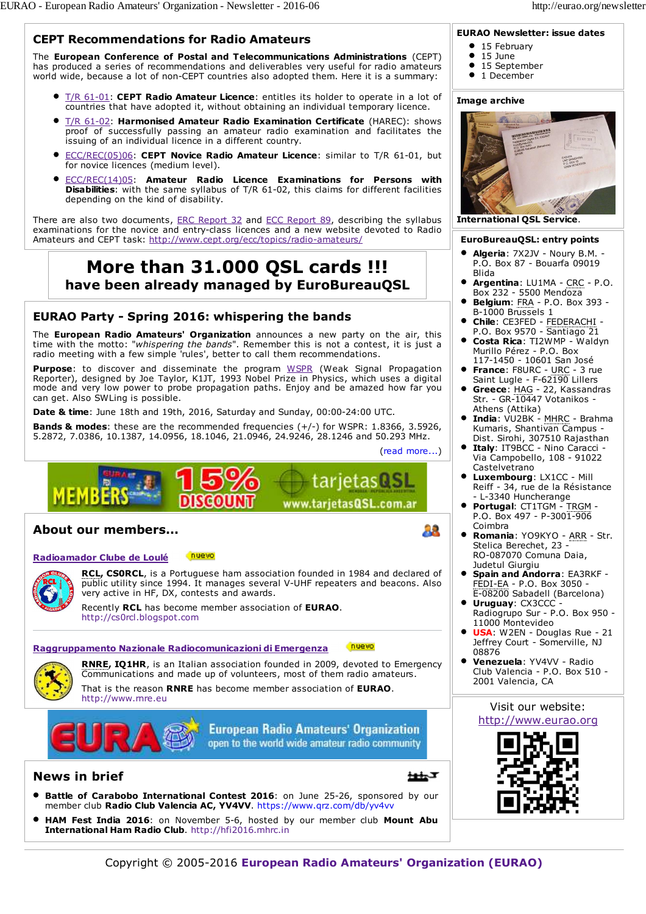## CEPT Recommendations for Radio Amateurs

The **European Conference of Postal and Telecommunications Administrations** (CEPT) has produced a series of recommendations and deliverables very useful for radio amateurs world wide, because a lot of non-CEPT countries also adopted them. Here it is a summary:

- T/R 61-01: **CEPT Radio Amateur Licence**: entitles its holder to operate in a lot of countries that have adopted it, without obtaining an individual temporary licence.
- T/R 61-02: **Harmonised Amateur Radio Examination Certificate** (HAREC): shows proof of successfully passing an amateur radio examination and facilitates the issuing of an individual licence in a different country.
- ECC/REC(05)06: **CEPT Novice Radio Amateur Licence**: similar to T/R 61-01, but for novice licences (medium level).
- ECC/REC(14)05: **Amateur Radio Licence Examinations for Persons with Disabilities**: with the same syllabus of T/R 61-02, this claims for different facilities depending on the kind of disability.

There are also two documents, ERC Report 32 and ECC Report 89, describing the syllabus examinations for the novice and entry-class licences and a new website devoted to Radio Amateurs and CEPT task: http://www.cept.org/ecc/topics/radio-amateurs/

# More than 31.000 QSL cards !!!
## have been already managed by EuroBureauQSL

## EURAO Party - Spring 2016: whispering the bands

The **European Radio Amateurs' Organization** announces a new party on the air, this time with the motto: "*whispering the bands*". Remember this is not a contest, it is just a radio meeting with a few simple 'rules', better to call them recommendations.

**Purpose**: to discover and disseminate the program WSPR (Weak Signal Propagation Reporter), designed by Joe Taylor, K1JT, 1993 Nobel Prize in Physics, which uses a digital mode and very low power to probe propagation paths. Enjoy and be amazed how far you can get. Also SWLing is possible.

**Date & time**: June 18th and 19th, 2016, Saturday and Sunday, 00:00-24:00 UTC.

**Bands & modes**: these are the recommended frequencies (+/-) for WSPR: 1.8366, 3.5926, 5.2872, 7.0386, 10.1387, 14.0956, 18.1046, 21.0946, 24.9246, 28.1246 and 50.293 MHz.

(read more...)

MEMBERS 15% DISCOUNT tarjetasQSL www.tarjetasQSL.com.ar

## About our members...

### Radioamador Clube de Loulé (nuevo)

**RCL**, **CS0RCL**, is a Portuguese ham association founded in 1984 and declared of public utility since 1994. It manages several V-UHF repeaters and beacons. Also very active in HF, DX, contests and awards.

Recently **RCL** has become member association of **EURAO**.
http://cs0rcl.blogspot.com

### Raggruppamento Nazionale Radiocomunicazioni di Emergenza (nuevo)

**RNRE**, **IQ1HR**, is an Italian association founded in 2009, devoted to Emergency Communications and made up of volunteers, most of them radio amateurs.

That is the reason **RNRE** has become member association of **EURAO**.
http://www.mre.eu

EURAO European Radio Amateurs' Organization — open to the world wide amateur radio community

## News in brief

- **Battle of Carabobo International Contest 2016**: on June 25-26, sponsored by our member club **Radio Club Valencia AC, YV4VV**. https://www.qrz.com/db/yv4vv
- **HAM Fest India 2016**: on November 5-6, hosted by our member club **Mount Abu International Ham Radio Club**. http://hfi2016.mhrc.in

### EURAO Newsletter: issue dates

- 15 February
- 15 June
- 15 September
- 1 December

### Image archive

International QSL Service.

### EuroBureauQSL: entry points

- **Algeria**: 7X2JV - Noury B.M. - P.O. Box 87 - Bouarfa 09019 Blida
- **Argentina**: LU1MA - CRC - P.O. Box 232 - 5500 Mendoza
- **Belgium**: FRA - P.O. Box 393 - B-1000 Brussels 1
- **Chile**: CE3FED - FEDERACHI - P.O. Box 9570 - Santiago 21
- **Costa Rica**: TI2WMP - Waldyn Murillo Pérez - P.O. Box 117-1450 - 10601 San José
- **France**: F8URC - URC - 3 rue Saint Lugle - F-62190 Lillers
- **Greece**: HAG - 22, Kassandras Str. - GR-10447 Votanikos - Athens (Attika)
- **India**: VU2BK - MHRC - Brahma Kumaris, Shantivan Campus - Dist. Sirohi, 307510 Rajasthan
- **Italy**: IT9BCC - Nino Caracci - Via Campobello, 108 - 91022 Castelvetrano
- **Luxembourg**: LX1CC - Mill Reiff - 34, rue de la Résistance - L-3340 Huncherange
- **Portugal**: CT1TGM - TRGM - P.O. Box 497 - P-3001-906 Coimbra
- **Romania**: YO9KYO - ARR - Str. Stelica Berechet, 23 - RO-087070 Comuna Daia, Judetul Giurgiu
- **Spain and Andorra**: EA3RKF - FEDI-EA - P.O. Box 3050 - E-08200 Sabadell (Barcelona)
- **Uruguay**: CX3CCC - Radiogrupo Sur - P.O. Box 950 - 11000 Montevideo
- **USA**: W2EN - Douglas Rue - 21 Jeffrey Court - Somerville, NJ 08876
- **Venezuela**: YV4VV - Radio Club Valencia - P.O. Box 510 - 2001 Valencia, CA

Visit our website:
http://www.eurao.org

Copyright © 2005-2016 **European Radio Amateurs' Organization (EURAO)**